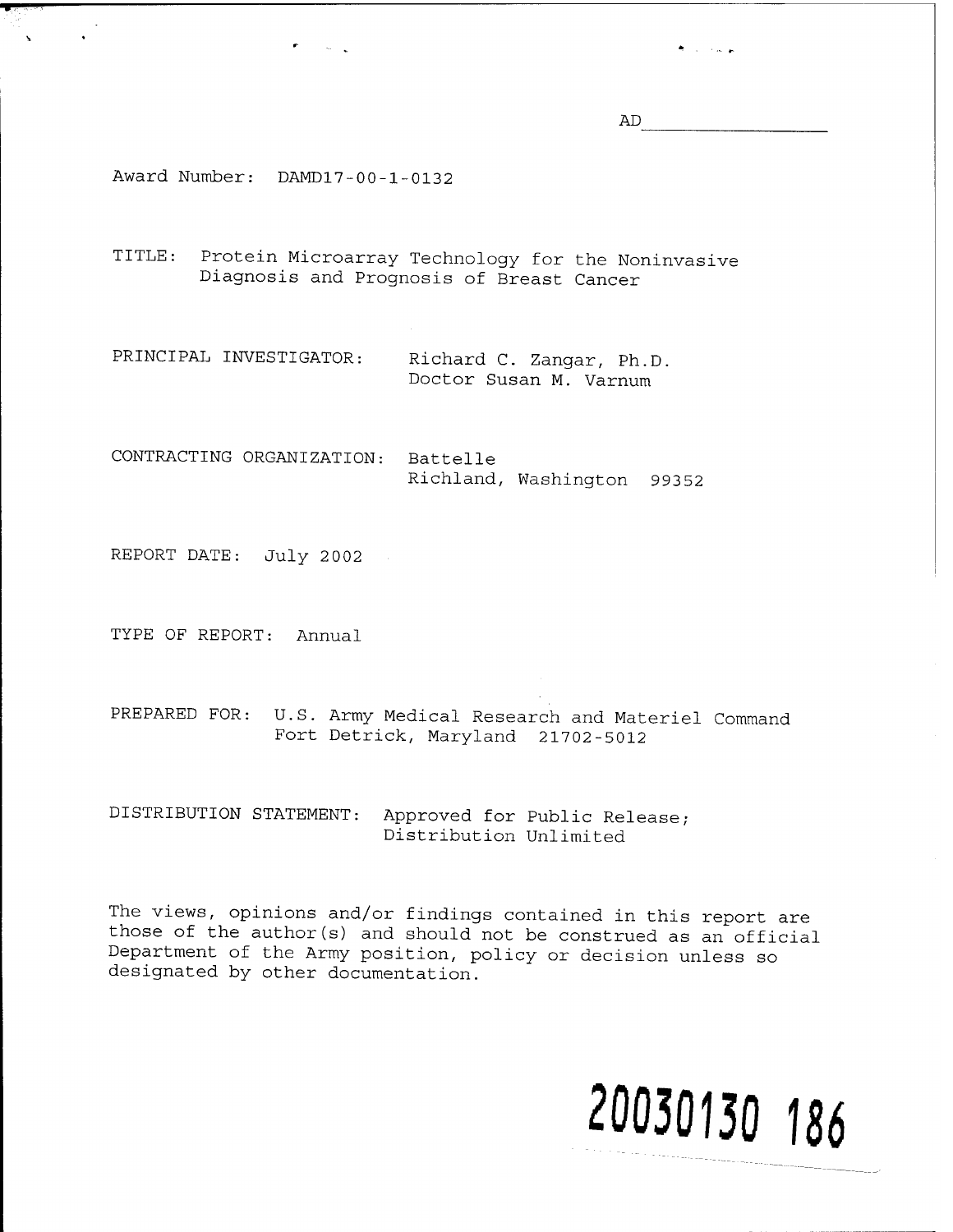AD\_\_\_\_\_\_\_\_\_\_\_\_\_\_\_\_

Award Number: DAMD17-00-1-0132

TITLE: Protein Microarray Technology for the Noninvasive Diagnosis and Prognosis of Breast Cancer

PRINCIPAL INVESTIGATOR: Richard C. Zangar, Ph.D.
Doctor Susan M. Varnum

CONTRACTING ORGANIZATION: Battelle
Richland, Washington 99352

REPORT DATE: July 2002

TYPE OF REPORT: Annual

PREPARED FOR: U.S. Army Medical Research and Materiel Command
Fort Detrick, Maryland 21702-5012

DISTRIBUTION STATEMENT: Approved for Public Release;
Distribution Unlimited

The views, opinions and/or findings contained in this report are those of the author(s) and should not be construed as an official Department of the Army position, policy or decision unless so designated by other documentation.

20030130 186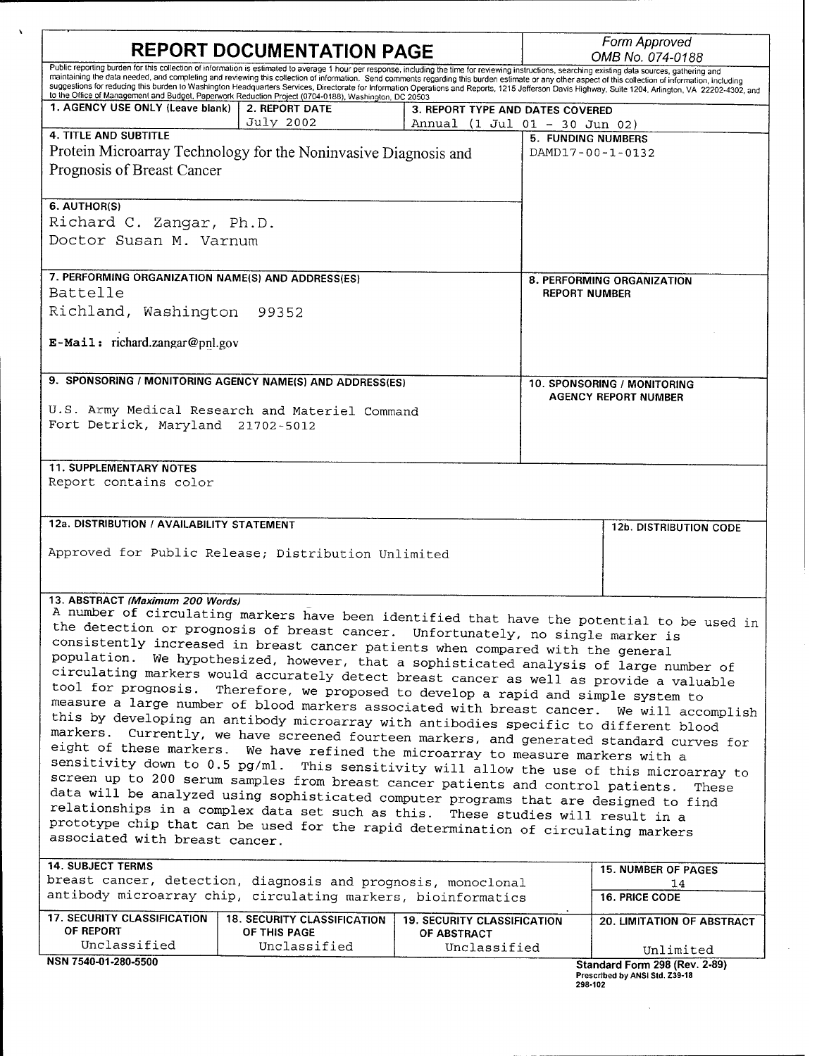# REPORT DOCUMENTATION PAGE

*Form Approved OMB No. 074-0188*

Public reporting burden for this collection of information is estimated to average 1 hour per response, including the time for reviewing instructions, searching existing data sources, gathering and maintaining the data needed, and completing and reviewing this collection of information. Send comments regarding this burden estimate or any other aspect of this collection of information, including suggestions for reducing this burden to Washington Headquarters Services, Directorate for Information Operations and Reports, 1215 Jefferson Davis Highway, Suite 1204, Arlington, VA 22202-4302, and to the Office of Management and Budget, Paperwork Reduction Project (0704-0188), Washington, DC 20503

| 1. AGENCY USE ONLY (Leave blank) | 2. REPORT DATE | 3. REPORT TYPE AND DATES COVERED |
|---|---|---|
| | July 2002 | Annual (1 Jul 01 - 30 Jun 02) |

**4. TITLE AND SUBTITLE**
Protein Microarray Technology for the Noninvasive Diagnosis and Prognosis of Breast Cancer

**5. FUNDING NUMBERS**
DAMD17-00-1-0132

**6. AUTHOR(S)**
Richard C. Zangar, Ph.D.
Doctor Susan M. Varnum

**7. PERFORMING ORGANIZATION NAME(S) AND ADDRESS(ES)**
Battelle
Richland, Washington 99352

**E-Mail:** richard.zangar@pnl.gov

**8. PERFORMING ORGANIZATION REPORT NUMBER**

**9. SPONSORING / MONITORING AGENCY NAME(S) AND ADDRESS(ES)**

U.S. Army Medical Research and Materiel Command
Fort Detrick, Maryland 21702-5012

**10. SPONSORING / MONITORING AGENCY REPORT NUMBER**

**11. SUPPLEMENTARY NOTES**
Report contains color

**12a. DISTRIBUTION / AVAILABILITY STATEMENT**

Approved for Public Release; Distribution Unlimited

**12b. DISTRIBUTION CODE**

**13. ABSTRACT (Maximum 200 Words)**

A number of circulating markers have been identified that have the potential to be used in the detection or prognosis of breast cancer. Unfortunately, no single marker is consistently increased in breast cancer patients when compared with the general population. We hypothesized, however, that a sophisticated analysis of large number of circulating markers would accurately detect breast cancer as well as provide a valuable tool for prognosis. Therefore, we proposed to develop a rapid and simple system to measure a large number of blood markers associated with breast cancer. We will accomplish this by developing an antibody microarray with antibodies specific to different blood markers. Currently, we have screened fourteen markers, and generated standard curves for eight of these markers. We have refined the microarray to measure markers with a sensitivity down to 0.5 pg/ml. This sensitivity will allow the use of this microarray to screen up to 200 serum samples from breast cancer patients and control patients. These data will be analyzed using sophisticated computer programs that are designed to find relationships in a complex data set such as this. These studies will result in a prototype chip that can be used for the rapid determination of circulating markers associated with breast cancer.

| 14. SUBJECT TERMS | 15. NUMBER OF PAGES |
|---|---|
| breast cancer, detection, diagnosis and prognosis, monoclonal antibody microarray chip, circulating markers, bioinformatics | 14 |
| | 16. PRICE CODE |

| 17. SECURITY CLASSIFICATION OF REPORT | 18. SECURITY CLASSIFICATION OF THIS PAGE | 19. SECURITY CLASSIFICATION OF ABSTRACT | 20. LIMITATION OF ABSTRACT |
|---|---|---|---|
| Unclassified | Unclassified | Unclassified | Unlimited |

NSN 7540-01-280-5500

Standard Form 298 (Rev. 2-89)
Prescribed by ANSI Std. Z39-18
298-102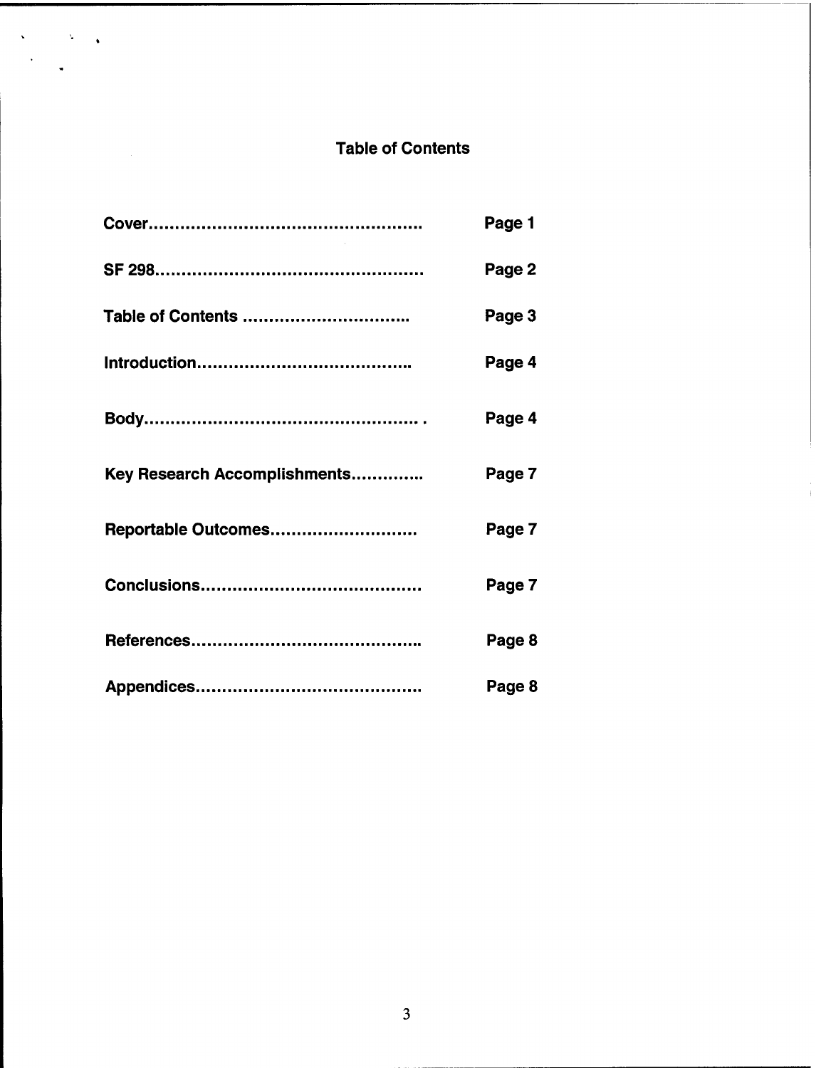# Table of Contents

| | |
|---|---|
| Cover.................................................... | Page 1 |
| SF 298.................................................... | Page 2 |
| Table of Contents .............................. | Page 3 |
| Introduction........................................ | Page 4 |
| Body.................................................... . | Page 4 |
| Key Research Accomplishments............. | Page 7 |
| Reportable Outcomes........................... | Page 7 |
| Conclusions......................................... | Page 7 |
| References.......................................... | Page 8 |
| Appendices.......................................... | Page 8 |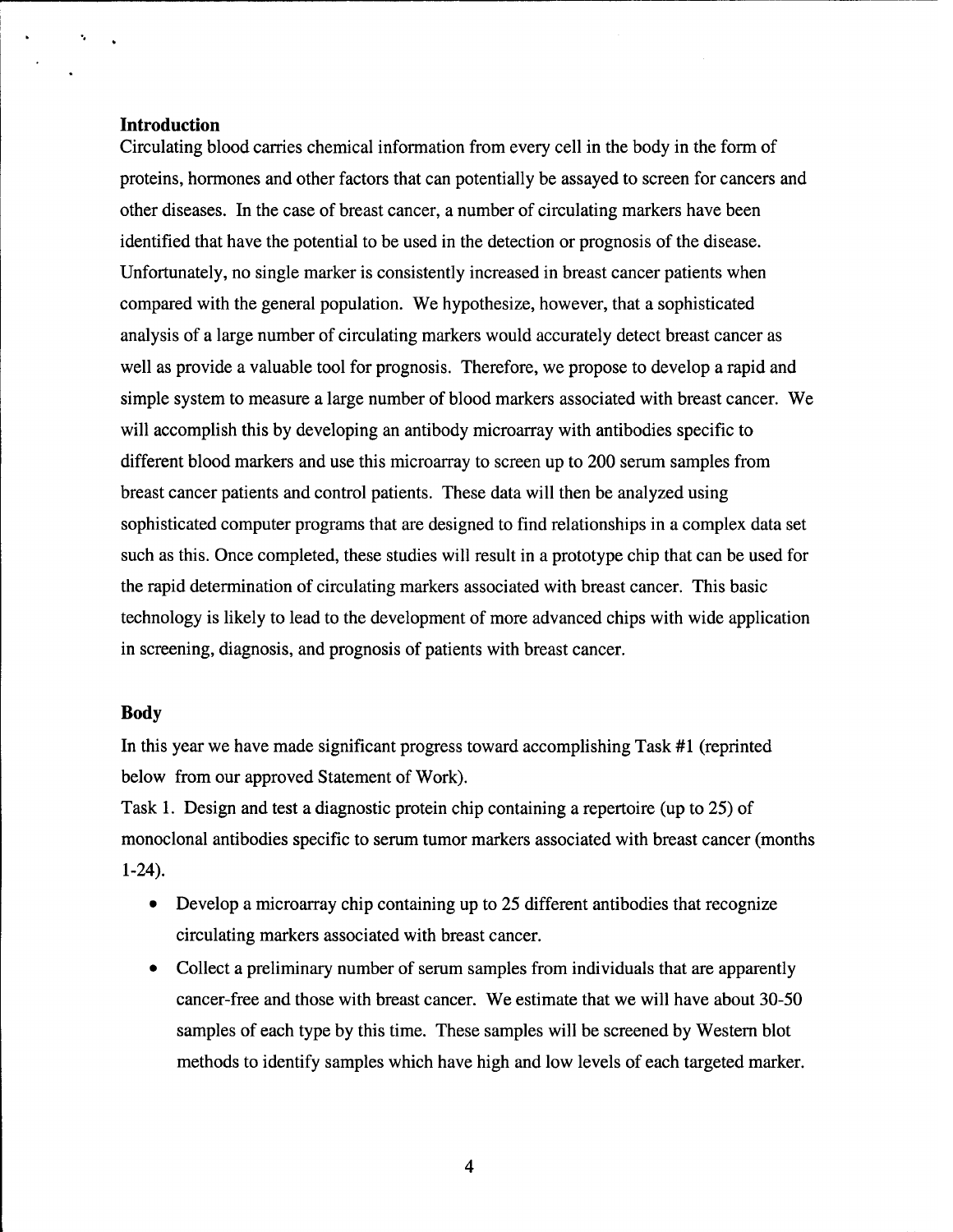## Introduction

Circulating blood carries chemical information from every cell in the body in the form of proteins, hormones and other factors that can potentially be assayed to screen for cancers and other diseases. In the case of breast cancer, a number of circulating markers have been identified that have the potential to be used in the detection or prognosis of the disease. Unfortunately, no single marker is consistently increased in breast cancer patients when compared with the general population. We hypothesize, however, that a sophisticated analysis of a large number of circulating markers would accurately detect breast cancer as well as provide a valuable tool for prognosis. Therefore, we propose to develop a rapid and simple system to measure a large number of blood markers associated with breast cancer. We will accomplish this by developing an antibody microarray with antibodies specific to different blood markers and use this microarray to screen up to 200 serum samples from breast cancer patients and control patients. These data will then be analyzed using sophisticated computer programs that are designed to find relationships in a complex data set such as this. Once completed, these studies will result in a prototype chip that can be used for the rapid determination of circulating markers associated with breast cancer. This basic technology is likely to lead to the development of more advanced chips with wide application in screening, diagnosis, and prognosis of patients with breast cancer.

## Body

In this year we have made significant progress toward accomplishing Task #1 (reprinted below from our approved Statement of Work).

Task 1. Design and test a diagnostic protein chip containing a repertoire (up to 25) of monoclonal antibodies specific to serum tumor markers associated with breast cancer (months 1-24).

- Develop a microarray chip containing up to 25 different antibodies that recognize circulating markers associated with breast cancer.
- Collect a preliminary number of serum samples from individuals that are apparently cancer-free and those with breast cancer. We estimate that we will have about 30-50 samples of each type by this time. These samples will be screened by Western blot methods to identify samples which have high and low levels of each targeted marker.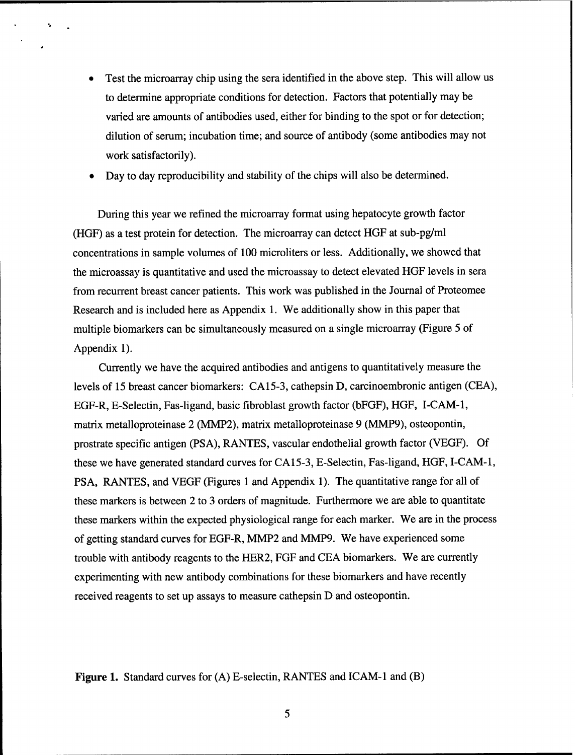- Test the microarray chip using the sera identified in the above step. This will allow us to determine appropriate conditions for detection. Factors that potentially may be varied are amounts of antibodies used, either for binding to the spot or for detection; dilution of serum; incubation time; and source of antibody (some antibodies may not work satisfactorily).
- Day to day reproducibility and stability of the chips will also be determined.

During this year we refined the microarray format using hepatocyte growth factor (HGF) as a test protein for detection. The microarray can detect HGF at sub-pg/ml concentrations in sample volumes of 100 microliters or less. Additionally, we showed that the microassay is quantitative and used the microassay to detect elevated HGF levels in sera from recurrent breast cancer patients. This work was published in the Journal of Proteomee Research and is included here as Appendix 1. We additionally show in this paper that multiple biomarkers can be simultaneously measured on a single microarray (Figure 5 of Appendix 1).

Currently we have the acquired antibodies and antigens to quantitatively measure the levels of 15 breast cancer biomarkers: CA15-3, cathepsin D, carcinoembronic antigen (CEA), EGF-R, E-Selectin, Fas-ligand, basic fibroblast growth factor (bFGF), HGF, I-CAM-1, matrix metalloproteinase 2 (MMP2), matrix metalloproteinase 9 (MMP9), osteopontin, prostrate specific antigen (PSA), RANTES, vascular endothelial growth factor (VEGF). Of these we have generated standard curves for CA15-3, E-Selectin, Fas-ligand, HGF, I-CAM-1, PSA, RANTES, and VEGF (Figures 1 and Appendix 1). The quantitative range for all of these markers is between 2 to 3 orders of magnitude. Furthermore we are able to quantitate these markers within the expected physiological range for each marker. We are in the process of getting standard curves for EGF-R, MMP2 and MMP9. We have experienced some trouble with antibody reagents to the HER2, FGF and CEA biomarkers. We are currently experimenting with new antibody combinations for these biomarkers and have recently received reagents to set up assays to measure cathepsin D and osteopontin.

**Figure 1.** Standard curves for (A) E-selectin, RANTES and ICAM-1 and (B)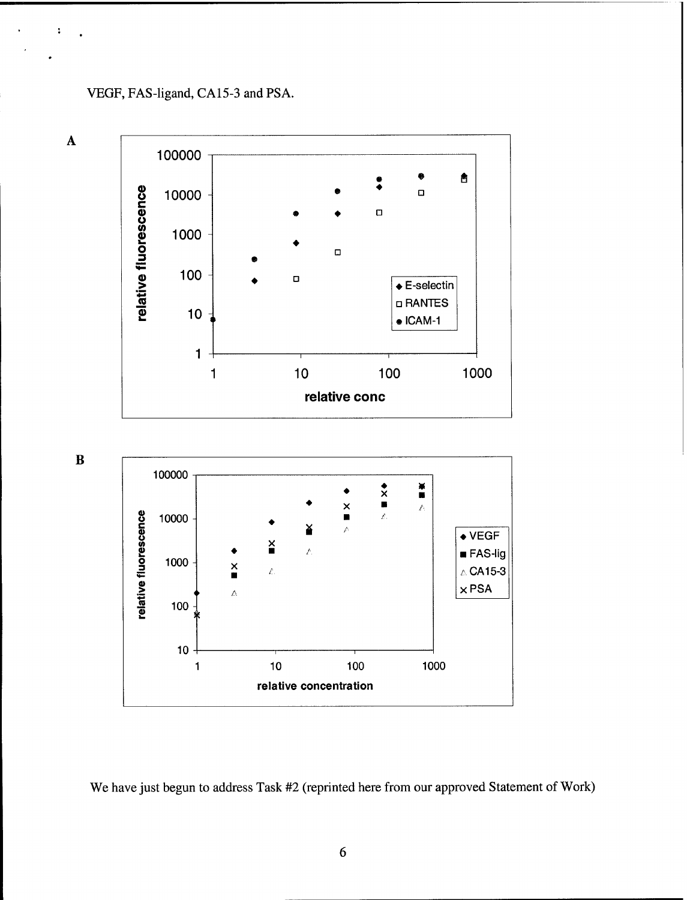VEGF, FAS-ligand, CA15-3 and PSA.

**A**

100000
10000
1000
100
10
1

relative fluorescence

1
10
100
1000

relative conc

◆ E-selectin
□ RANTES
● ICAM-1

**B**

100000
10000
1000
100
10

relative fluorescence

1
10
100
1000

relative concentration

◆ VEGF
■ FAS-lig
△ CA15-3
× PSA

We have just begun to address Task #2 (reprinted here from our approved Statement of Work)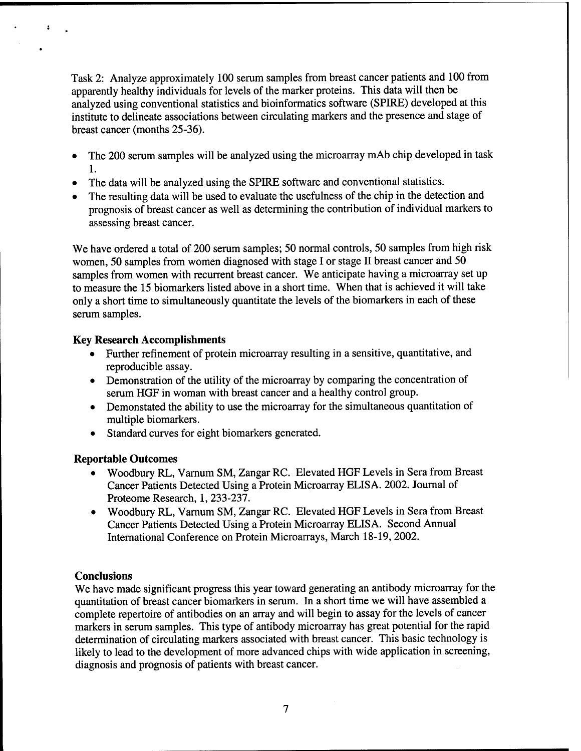Task 2: Analyze approximately 100 serum samples from breast cancer patients and 100 from apparently healthy individuals for levels of the marker proteins. This data will then be analyzed using conventional statistics and bioinformatics software (SPIRE) developed at this institute to delineate associations between circulating markers and the presence and stage of breast cancer (months 25-36).

- The 200 serum samples will be analyzed using the microarray mAb chip developed in task 1.
- The data will be analyzed using the SPIRE software and conventional statistics.
- The resulting data will be used to evaluate the usefulness of the chip in the detection and prognosis of breast cancer as well as determining the contribution of individual markers to assessing breast cancer.

We have ordered a total of 200 serum samples; 50 normal controls, 50 samples from high risk women, 50 samples from women diagnosed with stage I or stage II breast cancer and 50 samples from women with recurrent breast cancer. We anticipate having a microarray set up to measure the 15 biomarkers listed above in a short time. When that is achieved it will take only a short time to simultaneously quantitate the levels of the biomarkers in each of these serum samples.

### Key Research Accomplishments

- Further refinement of protein microarray resulting in a sensitive, quantitative, and reproducible assay.
- Demonstration of the utility of the microarray by comparing the concentration of serum HGF in woman with breast cancer and a healthy control group.
- Demonstated the ability to use the microarray for the simultaneous quantitation of multiple biomarkers.
- Standard curves for eight biomarkers generated.

### Reportable Outcomes

- Woodbury RL, Varnum SM, Zangar RC. Elevated HGF Levels in Sera from Breast Cancer Patients Detected Using a Protein Microarray ELISA. 2002. Journal of Proteome Research, 1, 233-237.
- Woodbury RL, Varnum SM, Zangar RC. Elevated HGF Levels in Sera from Breast Cancer Patients Detected Using a Protein Microarray ELISA. Second Annual International Conference on Protein Microarrays, March 18-19, 2002.

### Conclusions

We have made significant progress this year toward generating an antibody microarray for the quantitation of breast cancer biomarkers in serum. In a short time we will have assembled a complete repertoire of antibodies on an array and will begin to assay for the levels of cancer markers in serum samples. This type of antibody microarray has great potential for the rapid determination of circulating markers associated with breast cancer. This basic technology is likely to lead to the development of more advanced chips with wide application in screening, diagnosis and prognosis of patients with breast cancer.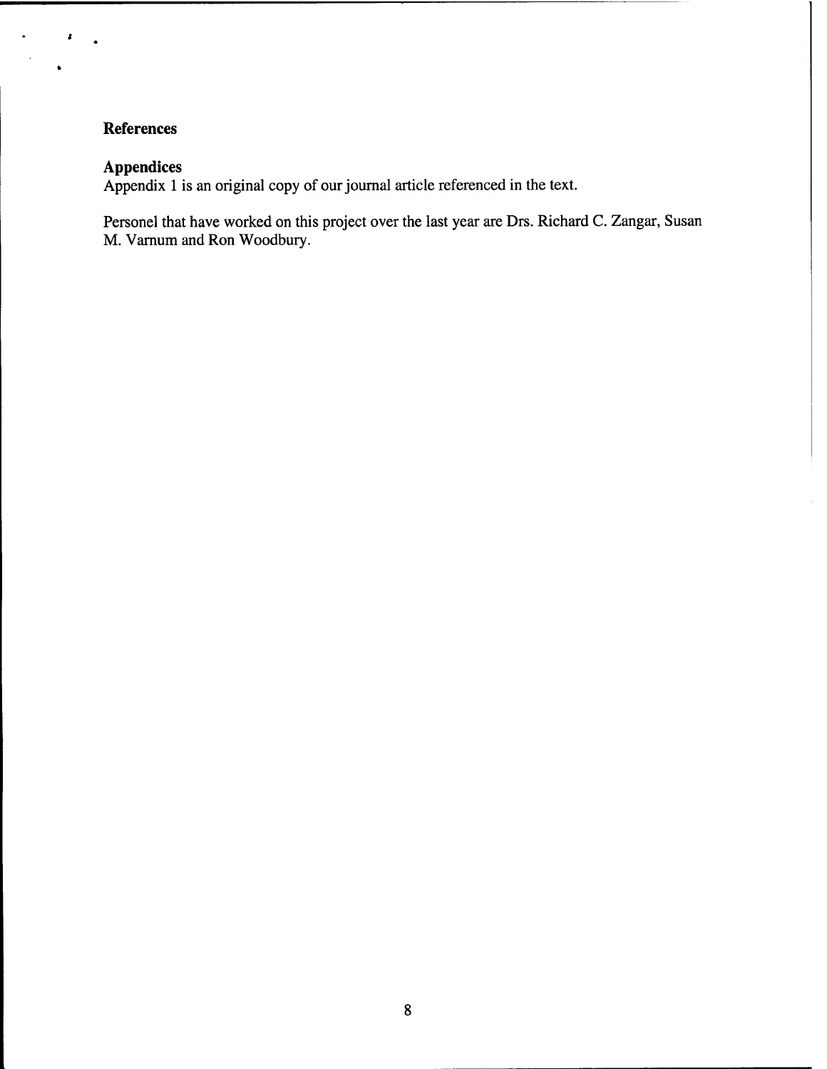## References

## Appendices

Appendix 1 is an original copy of our journal article referenced in the text.

Personel that have worked on this project over the last year are Drs. Richard C. Zangar, Susan M. Varnum and Ron Woodbury.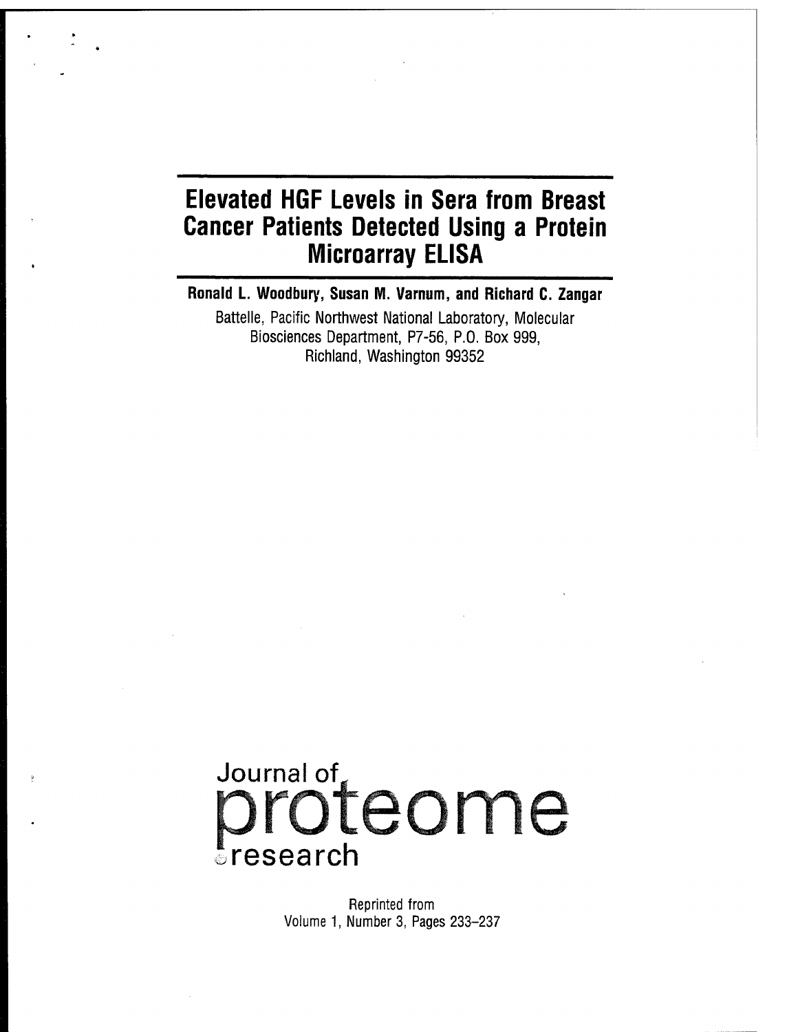# Elevated HGF Levels in Sera from Breast Cancer Patients Detected Using a Protein Microarray ELISA

**Ronald L. Woodbury, Susan M. Varnum, and Richard C. Zangar**

Battelle, Pacific Northwest National Laboratory, Molecular Biosciences Department, P7-56, P.O. Box 999, Richland, Washington 99352

Journal of proteome research

Reprinted from
Volume 1, Number 3, Pages 233–237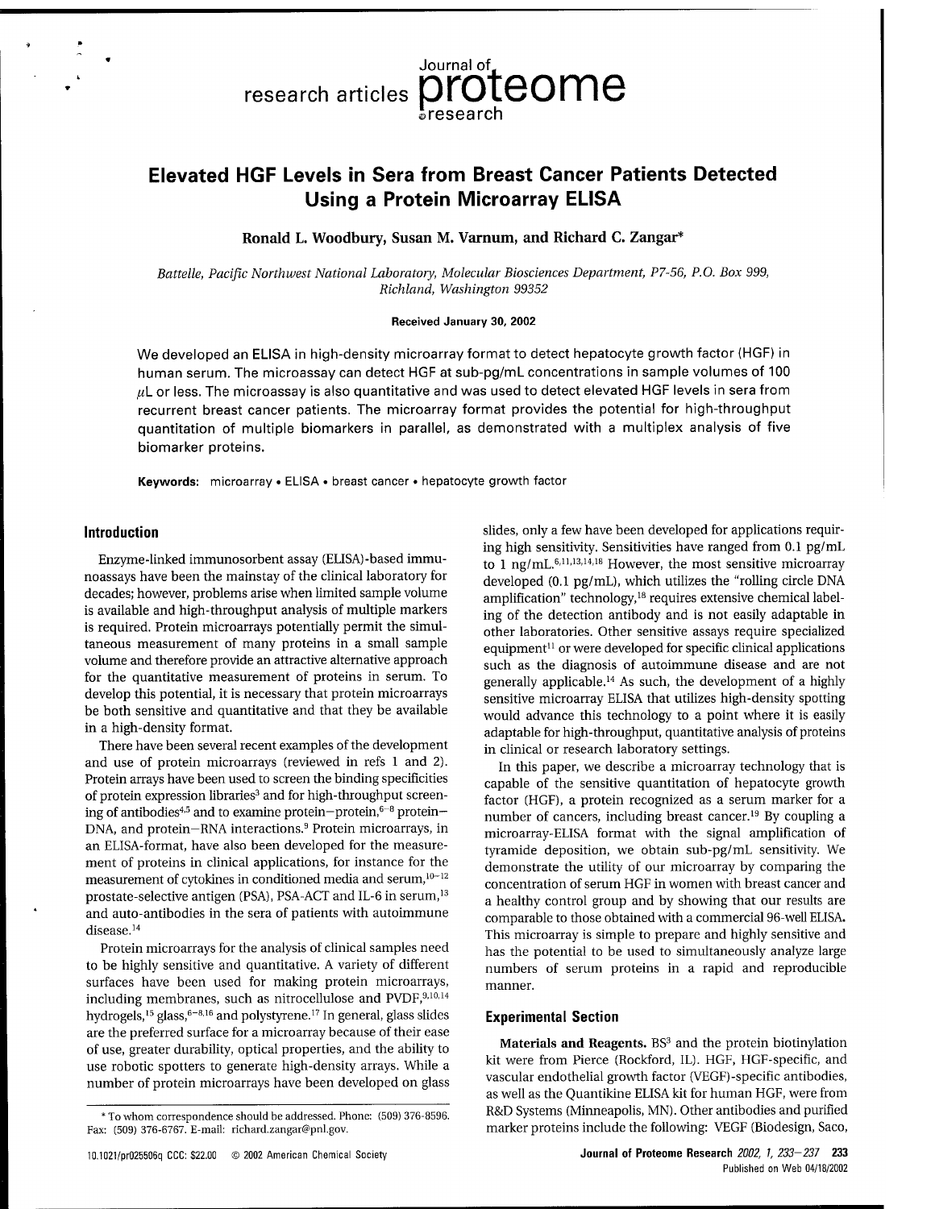# Elevated HGF Levels in Sera from Breast Cancer Patients Detected Using a Protein Microarray ELISA

**Ronald L. Woodbury, Susan M. Varnum, and Richard C. Zangar***

*Battelle, Pacific Northwest National Laboratory, Molecular Biosciences Department, P7-56, P.O. Box 999, Richland, Washington 99352*

**Received January 30, 2002**

We developed an ELISA in high-density microarray format to detect hepatocyte growth factor (HGF) in human serum. The microassay can detect HGF at sub-pg/mL concentrations in sample volumes of 100 $\mu$L or less. The microassay is also quantitative and was used to detect elevated HGF levels in sera from recurrent breast cancer patients. The microarray format provides the potential for high-throughput quantitation of multiple biomarkers in parallel, as demonstrated with a multiplex analysis of five biomarker proteins.

**Keywords:** microarray • ELISA • breast cancer • hepatocyte growth factor

## Introduction

Enzyme-linked immunosorbent assay (ELISA)-based immunoassays have been the mainstay of the clinical laboratory for decades; however, problems arise when limited sample volume is available and high-throughput analysis of multiple markers is required. Protein microarrays potentially permit the simultaneous measurement of many proteins in a small sample volume and therefore provide an attractive alternative approach for the quantitative measurement of proteins in serum. To develop this potential, it is necessary that protein microarrays be both sensitive and quantitative and that they be available in a high-density format.

There have been several recent examples of the development and use of protein microarrays (reviewed in refs 1 and 2). Protein arrays have been used to screen the binding specificities of protein expression libraries[3] and for high-throughput screening of antibodies[4,5] and to examine protein–protein,[6–8] protein–DNA, and protein–RNA interactions.[9] Protein microarrays, in an ELISA-format, have also been developed for the measurement of proteins in clinical applications, for instance for the measurement of cytokines in conditioned media and serum,[10–12] prostate-selective antigen (PSA), PSA-ACT and IL-6 in serum,[13] and auto-antibodies in the sera of patients with autoimmune disease.[14]

Protein microarrays for the analysis of clinical samples need to be highly sensitive and quantitative. A variety of different surfaces have been used for making protein microarrays, including membranes, such as nitrocellulose and PVDF,[9,10,14] hydrogels,[15] glass,[6–8,16] and polystyrene.[17] In general, glass slides are the preferred surface for a microarray because of their ease of use, greater durability, optical properties, and the ability to use robotic spotters to generate high-density arrays. While a number of protein microarrays have been developed on glass slides, only a few have been developed for applications requiring high sensitivity. Sensitivities have ranged from 0.1 pg/mL to 1 ng/mL.[6,11,13,14,18] However, the most sensitive microarray developed (0.1 pg/mL), which utilizes the "rolling circle DNA amplification" technology,[18] requires extensive chemical labeling of the detection antibody and is not easily adaptable in other laboratories. Other sensitive assays require specialized equipment[11] or were developed for specific clinical applications such as the diagnosis of autoimmune disease and are not generally applicable.[14] As such, the development of a highly sensitive microarray ELISA that utilizes high-density spotting would advance this technology to a point where it is easily adaptable for high-throughput, quantitative analysis of proteins in clinical or research laboratory settings.

In this paper, we describe a microarray technology that is capable of the sensitive quantitation of hepatocyte growth factor (HGF), a protein recognized as a serum marker for a number of cancers, including breast cancer.[19] By coupling a microarray-ELISA format with the signal amplification of tyramide deposition, we obtain sub-pg/mL sensitivity. We demonstrate the utility of our microarray by comparing the concentration of serum HGF in women with breast cancer and a healthy control group and by showing that our results are comparable to those obtained with a commercial 96-well ELISA. This microarray is simple to prepare and highly sensitive and has the potential to be used to simultaneously analyze large numbers of serum proteins in a rapid and reproducible manner.

## Experimental Section

**Materials and Reagents.** $BS^3$ and the protein biotinylation kit were from Pierce (Rockford, IL). HGF, HGF-specific, and vascular endothelial growth factor (VEGF)-specific antibodies, as well as the Quantikine ELISA kit for human HGF, were from R&D Systems (Minneapolis, MN). Other antibodies and purified marker proteins include the following: VEGF (Biodesign, Saco,

\* To whom correspondence should be addressed. Phone: (509) 376-8596. Fax: (509) 376-6767. E-mail: richard.zangar@pnl.gov.

10.1021/pr025506q CCC: $22.00 © 2002 American Chemical Society

Published on Web 04/18/2002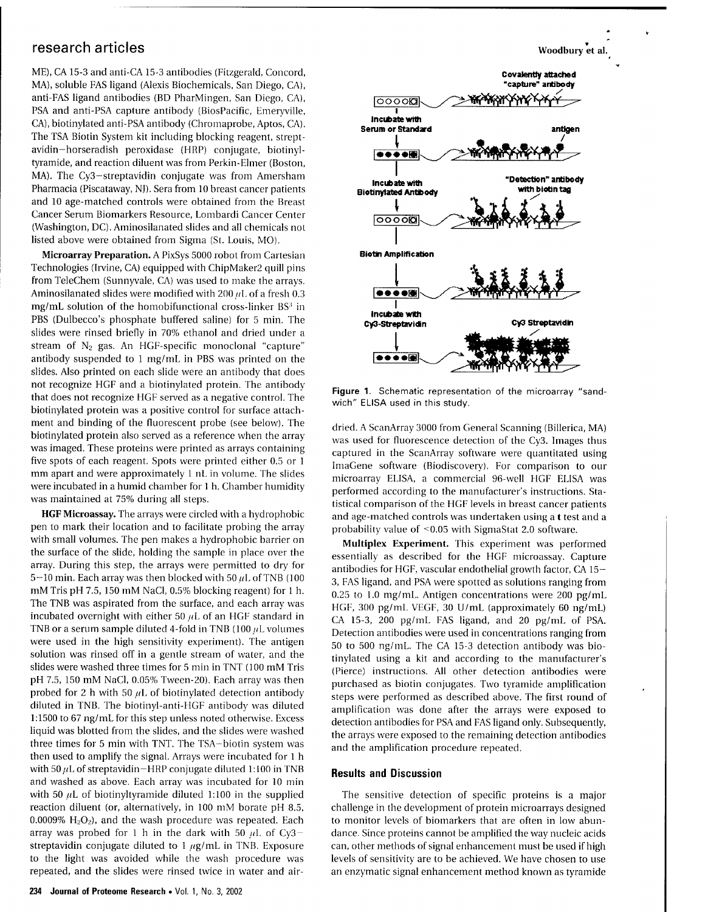ME), CA 15-3 and anti-CA 15-3 antibodies (Fitzgerald, Concord, MA), soluble FAS ligand (Alexis Biochemicals, San Diego, CA), anti-FAS ligand antibodies (BD PharMingen, San Diego, CA), PSA and anti-PSA capture antibody (BiosPacific, Emeryville, CA), biotinylated anti-PSA antibody (Chromaprobe, Aptos, CA). The TSA Biotin System kit including blocking reagent, streptavidin–horseradish peroxidase (HRP) conjugate, biotinyltyramide, and reaction diluent was from Perkin-Elmer (Boston, MA). The Cy3–streptavidin conjugate was from Amersham Pharmacia (Piscataway, NJ). Sera from 10 breast cancer patients and 10 age-matched controls were obtained from the Breast Cancer Serum Biomarkers Resource, Lombardi Cancer Center (Washington, DC). Aminosilanated slides and all chemicals not listed above were obtained from Sigma (St. Louis, MO).

**Microarray Preparation.** A PixSys 5000 robot from Cartesian Technologies (Irvine, CA) equipped with ChipMaker2 quill pins from TeleChem (Sunnyvale, CA) was used to make the arrays. Aminosilanated slides were modified with 200 $\mu$L of a fresh 0.3 mg/mL solution of the homobifunctional cross-linker $BS^3$ in PBS (Dulbecco's phosphate buffered saline) for 5 min. The slides were rinsed briefly in 70% ethanol and dried under a stream of $N_2$ gas. An HGF-specific monoclonal "capture" antibody suspended to 1 mg/mL in PBS was printed on the slides. Also printed on each slide were an antibody that does not recognize HGF and a biotinylated protein. The antibody that does not recognize HGF served as a negative control. The biotinylated protein was a positive control for surface attachment and binding of the fluorescent probe (see below). The biotinylated protein also served as a reference when the array was imaged. These proteins were printed as arrays containing five spots of each reagent. Spots were printed either 0.5 or 1 mm apart and were approximately 1 nL in volume. The slides were incubated in a humid chamber for 1 h. Chamber humidity was maintained at 75% during all steps.

**HGF Microassay.** The arrays were circled with a hydrophobic pen to mark their location and to facilitate probing the array with small volumes. The pen makes a hydrophobic barrier on the surface of the slide, holding the sample in place over the array. During this step, the arrays were permitted to dry for 5–10 min. Each array was then blocked with 50 $\mu$L of TNB (100 mM Tris pH 7.5, 150 mM NaCl, 0.5% blocking reagent) for 1 h. The TNB was aspirated from the surface, and each array was incubated overnight with either 50 $\mu$L of an HGF standard in TNB or a serum sample diluted 4-fold in TNB (100 $\mu$L volumes were used in the high sensitivity experiment). The antigen solution was rinsed off in a gentle stream of water, and the slides were washed three times for 5 min in TNT (100 mM Tris pH 7.5, 150 mM NaCl, 0.05% Tween-20). Each array was then probed for 2 h with 50 $\mu$L of biotinylated detection antibody diluted in TNB. The biotinyl-anti-HGF antibody was diluted 1:1500 to 67 ng/mL for this step unless noted otherwise. Excess liquid was blotted from the slides, and the slides were washed three times for 5 min with TNT. The TSA–biotin system was then used to amplify the signal. Arrays were incubated for 1 h with 50 $\mu$L of streptavidin–HRP conjugate diluted 1:100 in TNB and washed as above. Each array was incubated for 10 min with 50 $\mu$L of biotinyltyramide diluted 1:100 in the supplied reaction diluent (or, alternatively, in 100 mM borate pH 8.5, 0.0009% $H_2O_2$), and the wash procedure was repeated. Each array was probed for 1 h in the dark with 50 $\mu$L of Cy3–streptavidin conjugate diluted to 1 $\mu$g/mL in TNB. Exposure to the light was avoided while the wash procedure was repeated, and the slides were rinsed twice in water and air-dried. A ScanArray 3000 from General Scanning (Billerica, MA) was used for fluorescence detection of the Cy3. Images thus captured in the ScanArray software were quantitated using ImaGene software (Biodiscovery). For comparison to our microarray ELISA, a commercial 96-well HGF ELISA was performed according to the manufacturer's instructions. Statistical comparison of the HGF levels in breast cancer patients and age-matched controls was undertaken using a t test and a probability value of <0.05 with SigmaStat 2.0 software.

Covalently attached "capture" antibody

Incubate with Serum or Standard

antigen

Incubate with Biotinylated Antibody

"Detection" antibody with biotin tag

Biotin Amplification

Incubate with Cy3-Streptavidin

Cy3 Streptavidin

**Figure 1.** Schematic representation of the microarray "sandwich" ELISA used in this study.

**Multiplex Experiment.** This experiment was performed essentially as described for the HGF microassay. Capture antibodies for HGF, vascular endothelial growth factor, CA 15–3, FAS ligand, and PSA were spotted as solutions ranging from 0.25 to 1.0 mg/mL. Antigen concentrations were 200 pg/mL HGF, 300 pg/mL VEGF, 30 U/mL (approximately 60 ng/mL) CA 15-3, 200 pg/mL FAS ligand, and 20 pg/mL of PSA. Detection antibodies were used in concentrations ranging from 50 to 500 ng/mL. The CA 15-3 detection antibody was biotinylated using a kit and according to the manufacturer's (Pierce) instructions. All other detection antibodies were purchased as biotin conjugates. Two tyramide amplification steps were performed as described above. The first round of amplification was done after the arrays were exposed to detection antibodies for PSA and FAS ligand only. Subsequently, the arrays were exposed to the remaining detection antibodies and the amplification procedure repeated.

## Results and Discussion

The sensitive detection of specific proteins is a major challenge in the development of protein microarrays designed to monitor levels of biomarkers that are often in low abundance. Since proteins cannot be amplified the way nucleic acids can, other methods of signal enhancement must be used if high levels of sensitivity are to be achieved. We have chosen to use an enzymatic signal enhancement method known as tyramide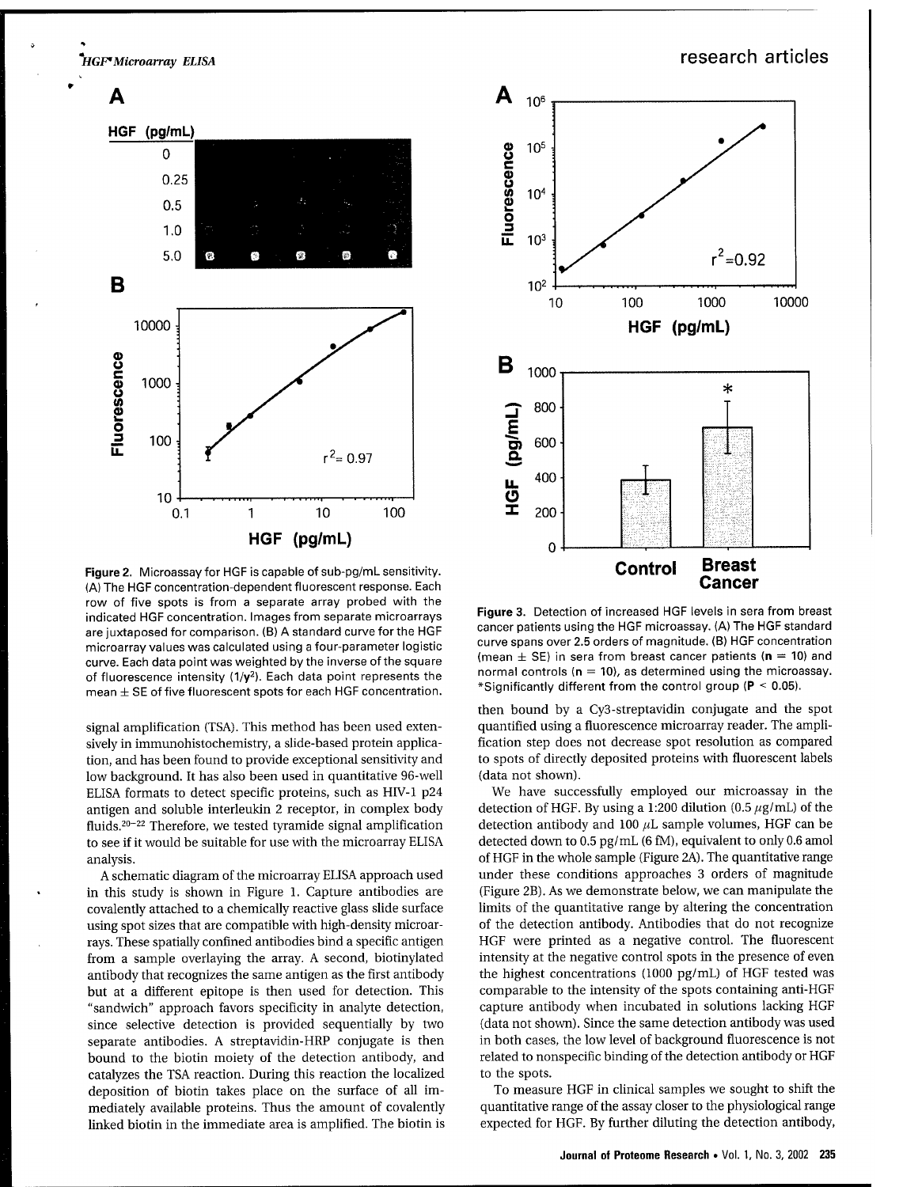A

HGF (pg/mL)

0

0.25

0.5

1.0

5.0

B

10000

1000

100

10

Fluorescence

0.1

1

10

100

HGF (pg/mL)

$r^2$= 0.97

**Figure 2.** Microassay for HGF is capable of sub-pg/mL sensitivity. (A) The HGF concentration-dependent fluorescent response. Each row of five spots is from a separate array probed with the indicated HGF concentration. Images from separate microarrays are juxtaposed for comparison. (B) A standard curve for the HGF microarray values was calculated using a four-parameter logistic curve. Each data point was weighted by the inverse of the square of fluorescence intensity ($1/y^2$). Each data point represents the mean ± SE of five fluorescent spots for each HGF concentration.

A

$10^6$

$10^5$

$10^4$

$10^3$

$10^2$

Fluorescence

10

100

1000

10000

HGF (pg/mL)

$r^2$=0.92

B

1000

800

600

400

200

0

HGF (pg/mL)

*

Control

Breast Cancer

**Figure 3.** Detection of increased HGF levels in sera from breast cancer patients using the HGF microassay. (A) The HGF standard curve spans over 2.5 orders of magnitude. (B) HGF concentration (mean ± SE) in sera from breast cancer patients (**n** = 10) and normal controls (**n** = 10), as determined using the microassay. *Significantly different from the control group ($P < 0.05$).

signal amplification (TSA). This method has been used extensively in immunohistochemistry, a slide-based protein application, and has been found to provide exceptional sensitivity and low background. It has also been used in quantitative 96-well ELISA formats to detect specific proteins, such as HIV-1 p24 antigen and soluble interleukin 2 receptor, in complex body fluids.[20-22] Therefore, we tested tyramide signal amplification to see if it would be suitable for use with the microarray ELISA analysis.

A schematic diagram of the microarray ELISA approach used in this study is shown in Figure 1. Capture antibodies are covalently attached to a chemically reactive glass slide surface using spot sizes that are compatible with high-density microarrays. These spatially confined antibodies bind a specific antigen from a sample overlaying the array. A second, biotinylated antibody that recognizes the same antigen as the first antibody but at a different epitope is then used for detection. This "sandwich" approach favors specificity in analyte detection, since selective detection is provided sequentially by two separate antibodies. A streptavidin-HRP conjugate is then bound to the biotin moiety of the detection antibody, and catalyzes the TSA reaction. During this reaction the localized deposition of biotin takes place on the surface of all immediately available proteins. Thus the amount of covalently linked biotin in the immediate area is amplified. The biotin is then bound by a Cy3-streptavidin conjugate and the spot quantified using a fluorescence microarray reader. The amplification step does not decrease spot resolution as compared to spots of directly deposited proteins with fluorescent labels (data not shown).

We have successfully employed our microassay in the detection of HGF. By using a 1:200 dilution (0.5 μg/mL) of the detection antibody and 100 μL sample volumes, HGF can be detected down to 0.5 pg/mL (6 fM), equivalent to only 0.6 amol of HGF in the whole sample (Figure 2A). The quantitative range under these conditions approaches 3 orders of magnitude (Figure 2B). As we demonstrate below, we can manipulate the limits of the quantitative range by altering the concentration of the detection antibody. Antibodies that do not recognize HGF were printed as a negative control. The fluorescent intensity at the negative control spots in the presence of even the highest concentrations (1000 pg/mL) of HGF tested was comparable to the intensity of the spots containing anti-HGF capture antibody when incubated in solutions lacking HGF (data not shown). Since the same detection antibody was used in both cases, the low level of background fluorescence is not related to nonspecific binding of the detection antibody or HGF to the spots.

To measure HGF in clinical samples we sought to shift the quantitative range of the assay closer to the physiological range expected for HGF. By further diluting the detection antibody,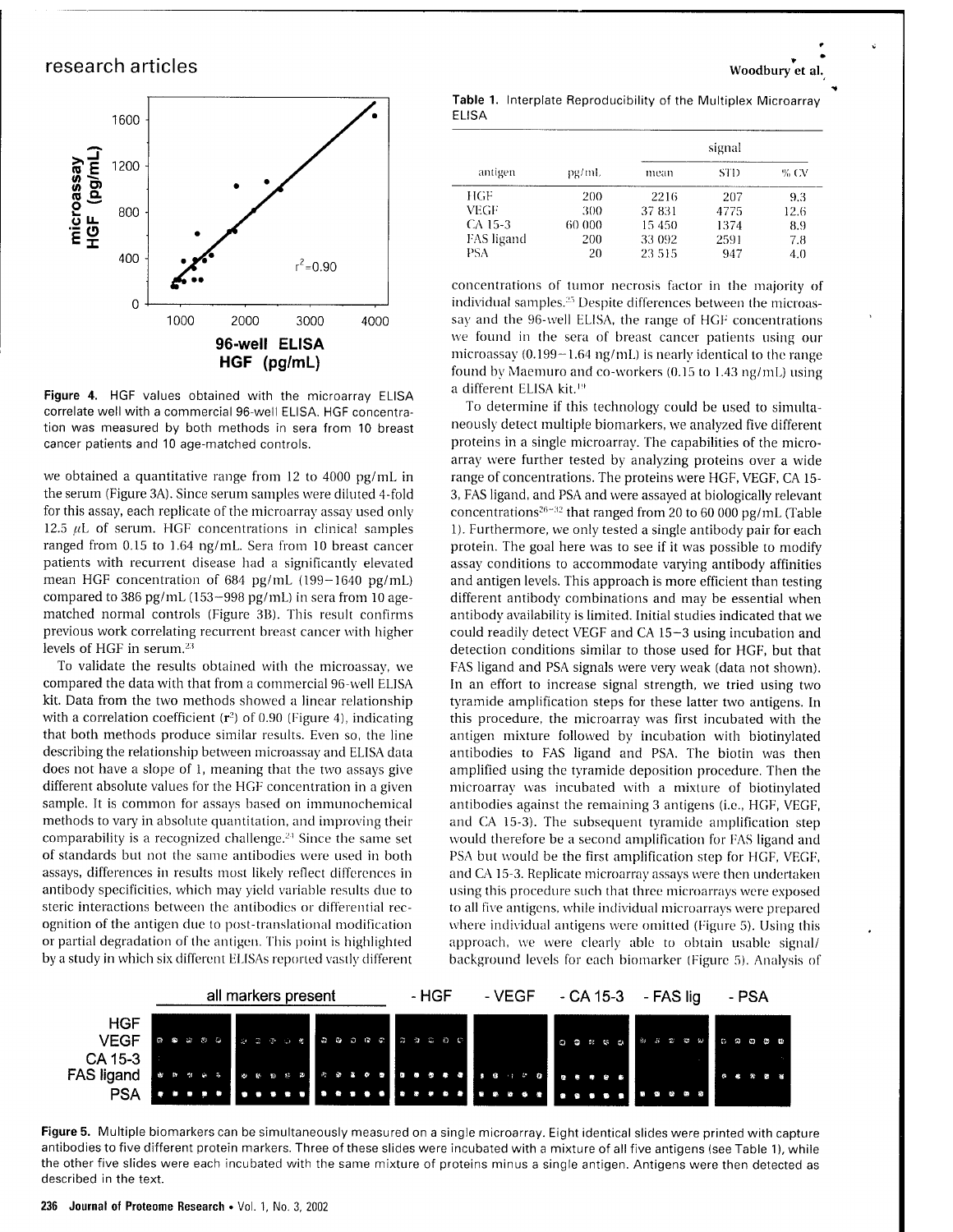1600

1200

800

400

0

microassay HGF (pg/mL)

1000 2000 3000 4000

96-well ELISA HGF (pg/mL)

r²=0.90

**Figure 4.** HGF values obtained with the microarray ELISA correlate well with a commercial 96-well ELISA. HGF concentration was measured by both methods in sera from 10 breast cancer patients and 10 age-matched controls.

we obtained a quantitative range from 12 to 4000 pg/mL in the serum (Figure 3A). Since serum samples were diluted 4-fold for this assay, each replicate of the microarray assay used only 12.5 $\mu$L of serum. HGF concentrations in clinical samples ranged from 0.15 to 1.64 ng/mL. Sera from 10 breast cancer patients with recurrent disease had a significantly elevated mean HGF concentration of 684 pg/mL (199–1640 pg/mL) compared to 386 pg/mL (153–998 pg/mL) in sera from 10 age-matched normal controls (Figure 3B). This result confirms previous work correlating recurrent breast cancer with higher levels of HGF in serum.[23]

To validate the results obtained with the microassay, we compared the data with that from a commercial 96-well ELISA kit. Data from the two methods showed a linear relationship with a correlation coefficient ($r^2$) of 0.90 (Figure 4), indicating that both methods produce similar results. Even so, the line describing the relationship between microassay and ELISA data does not have a slope of 1, meaning that the two assays give different absolute values for the HGF concentration in a given sample. It is common for assays based on immunochemical methods to vary in absolute quantitation, and improving their comparability is a recognized challenge.[24] Since the same set of standards but not the same antibodies were used in both assays, differences in results most likely reflect differences in antibody specificities, which may yield variable results due to steric interactions between the antibodies or differential recognition of the antigen due to post-translational modification or partial degradation of the antigen. This point is highlighted by a study in which six different ELISAs reported vastly different

**Table 1.** Interplate Reproducibility of the Multiplex Microarray ELISA

| antigen | pg/mL | signal | | |
|---|---|---|---|---|
| | | mean | STD | % CV |
| HGF | 200 | 2216 | 207 | 9.3 |
| VEGF | 300 | 37 831 | 4775 | 12.6 |
| CA 15-3 | 60 000 | 15 450 | 1374 | 8.9 |
| FAS ligand | 200 | 33 092 | 2591 | 7.8 |
| PSA | 20 | 23 515 | 947 | 4.0 |

concentrations of tumor necrosis factor in the majority of individual samples.[25] Despite differences between the microassay and the 96-well ELISA, the range of HGF concentrations we found in the sera of breast cancer patients using our microassay (0.199–1.64 ng/mL) is nearly identical to the range found by Maemuro and co-workers (0.15 to 1.43 ng/mL) using a different ELISA kit.[19]

To determine if this technology could be used to simultaneously detect multiple biomarkers, we analyzed five different proteins in a single microarray. The capabilities of the microarray were further tested by analyzing proteins over a wide range of concentrations. The proteins were HGF, VEGF, CA 15-3, FAS ligand, and PSA and were assayed at biologically relevant concentrations[26–32] that ranged from 20 to 60 000 pg/mL (Table 1). Furthermore, we only tested a single antibody pair for each protein. The goal here was to see if it was possible to modify assay conditions to accommodate varying antibody affinities and antigen levels. This approach is more efficient than testing different antibody combinations and may be essential when antibody availability is limited. Initial studies indicated that we could readily detect VEGF and CA 15–3 using incubation and detection conditions similar to those used for HGF, but that FAS ligand and PSA signals were very weak (data not shown). In an effort to increase signal strength, we tried using two tyramide amplification steps for these latter two antigens. In this procedure, the microarray was first incubated with the antigen mixture followed by incubation with biotinylated antibodies to FAS ligand and PSA. The biotin was then amplified using the tyramide deposition procedure. Then the microarray was incubated with a mixture of biotinylated antibodies against the remaining 3 antigens (i.e., HGF, VEGF, and CA 15-3). The subsequent tyramide amplification step would therefore be a second amplification for FAS ligand and PSA but would be the first amplification step for HGF, VEGF, and CA 15-3. Replicate microarray assays were then undertaken using this procedure such that three microarrays were exposed to all five antigens, while individual microarrays were prepared where individual antigens were omitted (Figure 5). Using this approach, we were clearly able to obtain usable signal/background levels for each biomarker (Figure 5). Analysis of

all markers present

- HGF - VEGF - CA 15-3 - FAS lig - PSA

HGF
VEGF
CA 15-3
FAS ligand
PSA

**Figure 5.** Multiple biomarkers can be simultaneously measured on a single microarray. Eight identical slides were printed with capture antibodies to five different protein markers. Three of these slides were incubated with a mixture of all five antigens (see Table 1), while the other five slides were each incubated with the same mixture of proteins minus a single antigen. Antigens were then detected as described in the text.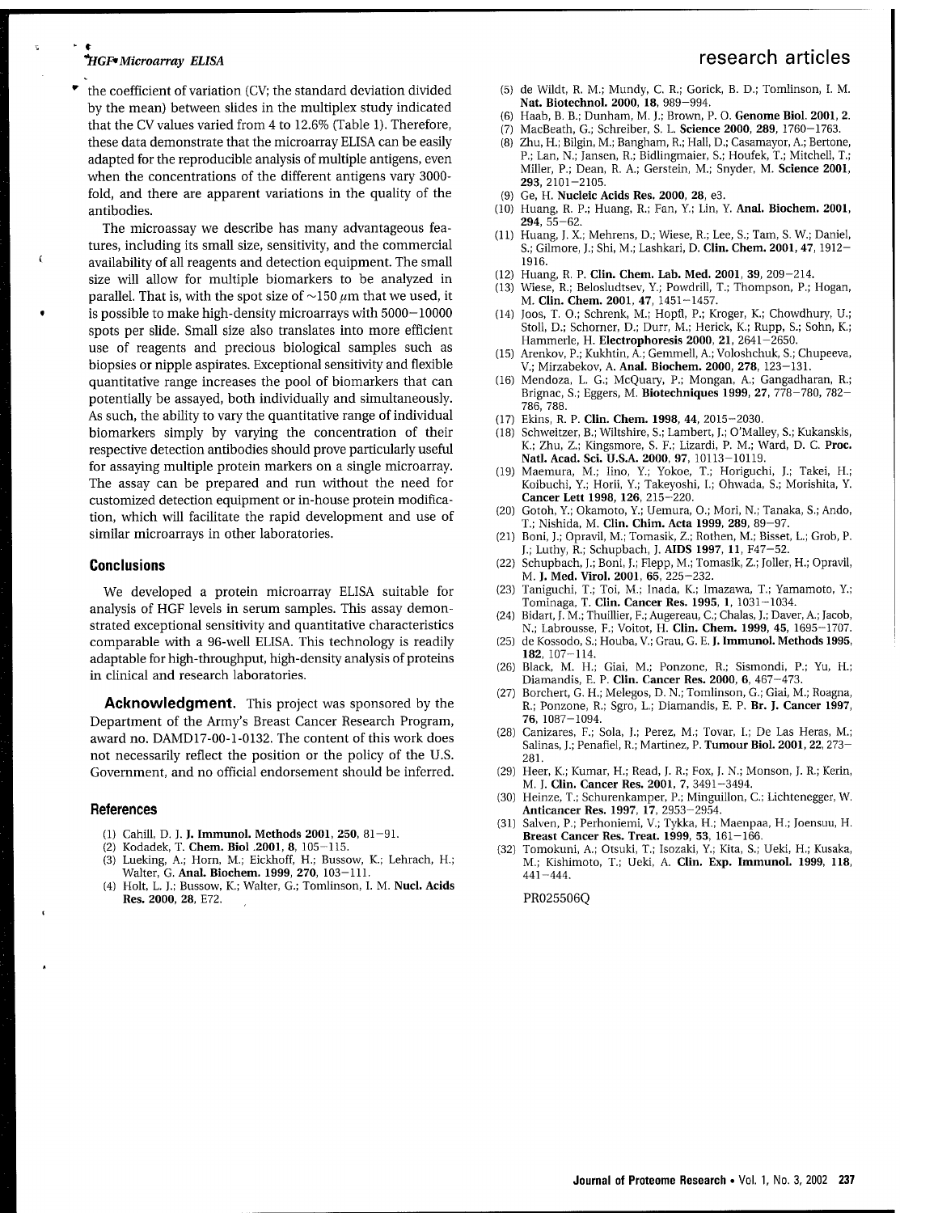the coefficient of variation (CV; the standard deviation divided by the mean) between slides in the multiplex study indicated that the CV values varied from 4 to 12.6% (Table 1). Therefore, these data demonstrate that the microarray ELISA can be easily adapted for the reproducible analysis of multiple antigens, even when the concentrations of the different antigens vary 3000-fold, and there are apparent variations in the quality of the antibodies.

The microassay we describe has many advantageous features, including its small size, sensitivity, and the commercial availability of all reagents and detection equipment. The small size will allow for multiple biomarkers to be analyzed in parallel. That is, with the spot size of ~150 μm that we used, it is possible to make high-density microarrays with 5000–10000 spots per slide. Small size also translates into more efficient use of reagents and precious biological samples such as biopsies or nipple aspirates. Exceptional sensitivity and flexible quantitative range increases the pool of biomarkers that can potentially be assayed, both individually and simultaneously. As such, the ability to vary the quantitative range of individual biomarkers simply by varying the concentration of their respective detection antibodies should prove particularly useful for assaying multiple protein markers on a single microarray. The assay can be prepared and run without the need for customized detection equipment or in-house protein modification, which will facilitate the rapid development and use of similar microarrays in other laboratories.

## Conclusions

We developed a protein microarray ELISA suitable for analysis of HGF levels in serum samples. This assay demonstrated exceptional sensitivity and quantitative characteristics comparable with a 96-well ELISA. This technology is readily adaptable for high-throughput, high-density analysis of proteins in clinical and research laboratories.

**Acknowledgment.** This project was sponsored by the Department of the Army's Breast Cancer Research Program, award no. DAMD17-00-1-0132. The content of this work does not necessarily reflect the position or the policy of the U.S. Government, and no official endorsement should be inferred.

## References

(1) Cahill, D. J. **J. Immunol. Methods 2001**, **250**, 81–91.
(2) Kodadek, T. **Chem. Biol** **2001**, **8**, 105–115.
(3) Lueking, A.; Horn, M.; Eickhoff, H.; Bussow, K.; Lehrach, H.; Walter, G. **Anal. Biochem. 1999**, **270**, 103–111.
(4) Holt, L. J.; Bussow, K.; Walter, G.; Tomlinson, I. M. **Nucl. Acids Res. 2000**, **28**, E72.
(5) de Wildt, R. M.; Mundy, C. R.; Gorick, B. D.; Tomlinson, I. M. **Nat. Biotechnol. 2000**, **18**, 989–994.
(6) Haab, B. B.; Dunham, M. J.; Brown, P. O. **Genome Biol. 2001**, **2**.
(7) MacBeath, G.; Schreiber, S. L. **Science 2000**, **289**, 1760–1763.
(8) Zhu, H.; Bilgin, M.; Bangham, R.; Hall, D.; Casamayor, A.; Bertone, P.; Lan, N.; Jansen, R.; Bidlingmaier, S.; Houfek, T.; Mitchell, T.; Miller, P.; Dean, R. A.; Gerstein, M.; Snyder, M. **Science 2001**, **293**, 2101–2105.
(9) Ge, H. **Nucleic Acids Res. 2000**, **28**, e3.
(10) Huang, R. P.; Huang, R.; Fan, Y.; Lin, Y. **Anal. Biochem. 2001**, **294**, 55–62.
(11) Huang, J. X.; Mehrens, D.; Wiese, R.; Lee, S.; Tam, S. W.; Daniel, S.; Gilmore, J.; Shi, M.; Lashkari, D. **Clin. Chem. 2001**, **47**, 1912–1916.
(12) Huang, R. P. **Clin. Chem. Lab. Med. 2001**, **39**, 209–214.
(13) Wiese, R.; Belosludtsev, Y.; Powdrill, T.; Thompson, P.; Hogan, M. **Clin. Chem. 2001**, **47**, 1451–1457.
(14) Joos, T. O.; Schrenk, M.; Hopfl, P.; Kroger, K.; Chowdhury, U.; Stoll, D.; Schorner, D.; Durr, M.; Herick, K.; Rupp, S.; Sohn, K.; Hammerle, H. **Electrophoresis 2000**, **21**, 2641–2650.
(15) Arenkov, P.; Kukhtin, A.; Gemmell, A.; Voloshchuk, S.; Chupeeva, V.; Mirzabekov, A. **Anal. Biochem. 2000**, **278**, 123–131.
(16) Mendoza, L. G.; McQuary, P.; Mongan, A.; Gangadharan, R.; Brignac, S.; Eggers, M. **Biotechniques 1999**, **27**, 778–780, 782–786, 788.
(17) Ekins, R. P. **Clin. Chem. 1998**, **44**, 2015–2030.
(18) Schweitzer, B.; Wiltshire, S.; Lambert, J.; O'Malley, S.; Kukanskis, K.; Zhu, Z.; Kingsmore, S. F.; Lizardi, P. M.; Ward, D. C. **Proc. Natl. Acad. Sci. U.S.A. 2000**, **97**, 10113–10119.
(19) Maemura, M.; Iino, Y.; Yokoe, T.; Horiguchi, J.; Takei, H.; Koibuchi, Y.; Horii, Y.; Takeyoshi, I.; Ohwada, S.; Morishita, Y. **Cancer Lett 1998**, **126**, 215–220.
(20) Gotoh, Y.; Okamoto, Y.; Uemura, O.; Mori, N.; Tanaka, S.; Ando, T.; Nishida, M. **Clin. Chim. Acta 1999**, **289**, 89–97.
(21) Boni, J.; Opravil, M.; Tomasik, Z.; Rothen, M.; Bisset, L.; Grob, P. J.; Luthy, R.; Schupbach, J. **AIDS 1997**, **11**, F47–52.
(22) Schupbach, J.; Boni, J.; Flepp, M.; Tomasik, Z.; Joller, H.; Opravil, M. **J. Med. Virol. 2001**, **65**, 225–232.
(23) Taniguchi, T.; Toi, M.; Inada, K.; Imazawa, T.; Yamamoto, Y.; Tominaga, T. **Clin. Cancer Res. 1995**, **1**, 1031–1034.
(24) Bidart, J. M.; Thuillier, F.; Augereau, C.; Chalas, J.; Daver, A.; Jacob, N.; Labrousse, F.; Voitot, H. **Clin. Chem. 1999**, **45**, 1695–1707.
(25) de Kossodo, S.; Houba, V.; Grau, G. E. **J. Immunol. Methods 1995**, **182**, 107–114.
(26) Black, M. H.; Giai, M.; Ponzone, R.; Sismondi, P.; Yu, H.; Diamandis, E. P. **Clin. Cancer Res. 2000**, **6**, 467–473.
(27) Borchert, G. H.; Melegos, D. N.; Tomlinson, G.; Giai, M.; Roagna, R.; Ponzone, R.; Sgro, L.; Diamandis, E. P. **Br. J. Cancer 1997**, **76**, 1087–1094.
(28) Canizares, F.; Sola, J.; Perez, M.; Tovar, I.; De Las Heras, M.; Salinas, J.; Penafiel, R.; Martinez, P. **Tumour Biol. 2001**, **22**, 273–281.
(29) Heer, K.; Kumar, H.; Read, J. R.; Fox, J. N.; Monson, J. R.; Kerin, M. J. **Clin. Cancer Res. 2001**, **7**, 3491–3494.
(30) Heinze, T.; Schurenkamper, P.; Minguillon, C.; Lichtenegger, W. **Anticancer Res. 1997**, **17**, 2953–2954.
(31) Salven, P.; Perhoniemi, V.; Tykka, H.; Maenpaa, H.; Joensuu, H. **Breast Cancer Res. Treat. 1999**, **53**, 161–166.
(32) Tomokuni, A.; Otsuki, T.; Isozaki, Y.; Kita, S.; Ueki, H.; Kusaka, M.; Kishimoto, T.; Ueki, A. **Clin. Exp. Immunol. 1999**, **118**, 441–444.

PR025506Q